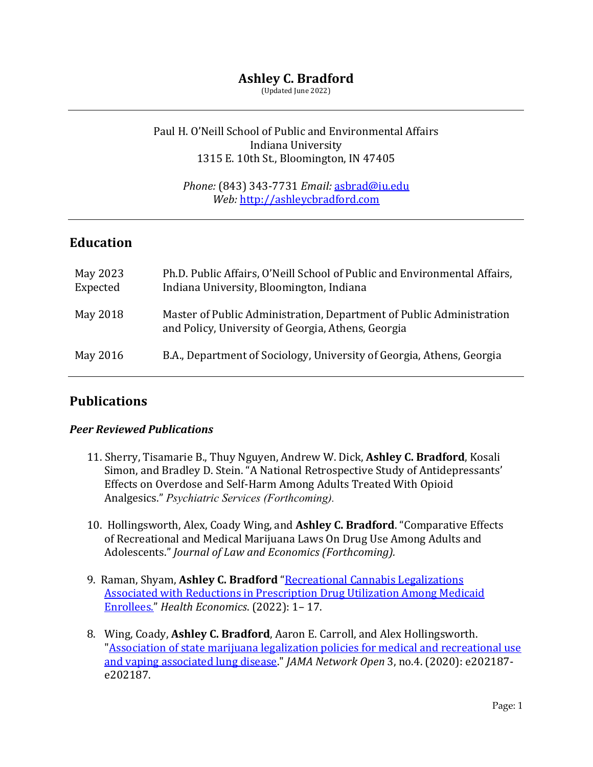# Ashley C. Bradford

(Updated June 2022)

---

Paul H. O'Neill School of Public and Environmental Affairs
Indiana University
1315 E. 10th St., Bloomington, IN 47405

*Phone:* (843) 343-7731 *Email:* [asbrad@iu.edu](mailto:asbrad@iu.edu)
*Web:* [http://ashleycbradford.com](http://ashleycbradford.com)

---

## Education

| | |
|---|---|
| May 2023 Expected | Ph.D. Public Affairs, O'Neill School of Public and Environmental Affairs, Indiana University, Bloomington, Indiana |
| May 2018 | Master of Public Administration, Department of Public Administration and Policy, University of Georgia, Athens, Georgia |
| May 2016 | B.A., Department of Sociology, University of Georgia, Athens, Georgia |

---

## Publications

### *Peer Reviewed Publications*

11. Sherry, Tisamarie B., Thuy Nguyen, Andrew W. Dick, **Ashley C. Bradford**, Kosali Simon, and Bradley D. Stein. "A National Retrospective Study of Antidepressants' Effects on Overdose and Self-Harm Among Adults Treated With Opioid Analgesics." *Psychiatric Services (Forthcoming).*

10. Hollingsworth, Alex, Coady Wing, and **Ashley C. Bradford**. "Comparative Effects of Recreational and Medical Marijuana Laws On Drug Use Among Adults and Adolescents." *Journal of Law and Economics (Forthcoming).*

9. Raman, Shyam, **Ashley C. Bradford** "Recreational Cannabis Legalizations Associated with Reductions in Prescription Drug Utilization Among Medicaid Enrollees." *Health Economics.* (2022): 1– 17.

8. Wing, Coady, **Ashley C. Bradford**, Aaron E. Carroll, and Alex Hollingsworth. "Association of state marijuana legalization policies for medical and recreational use and vaping associated lung disease." *JAMA Network Open* 3, no.4. (2020): e202187-e202187.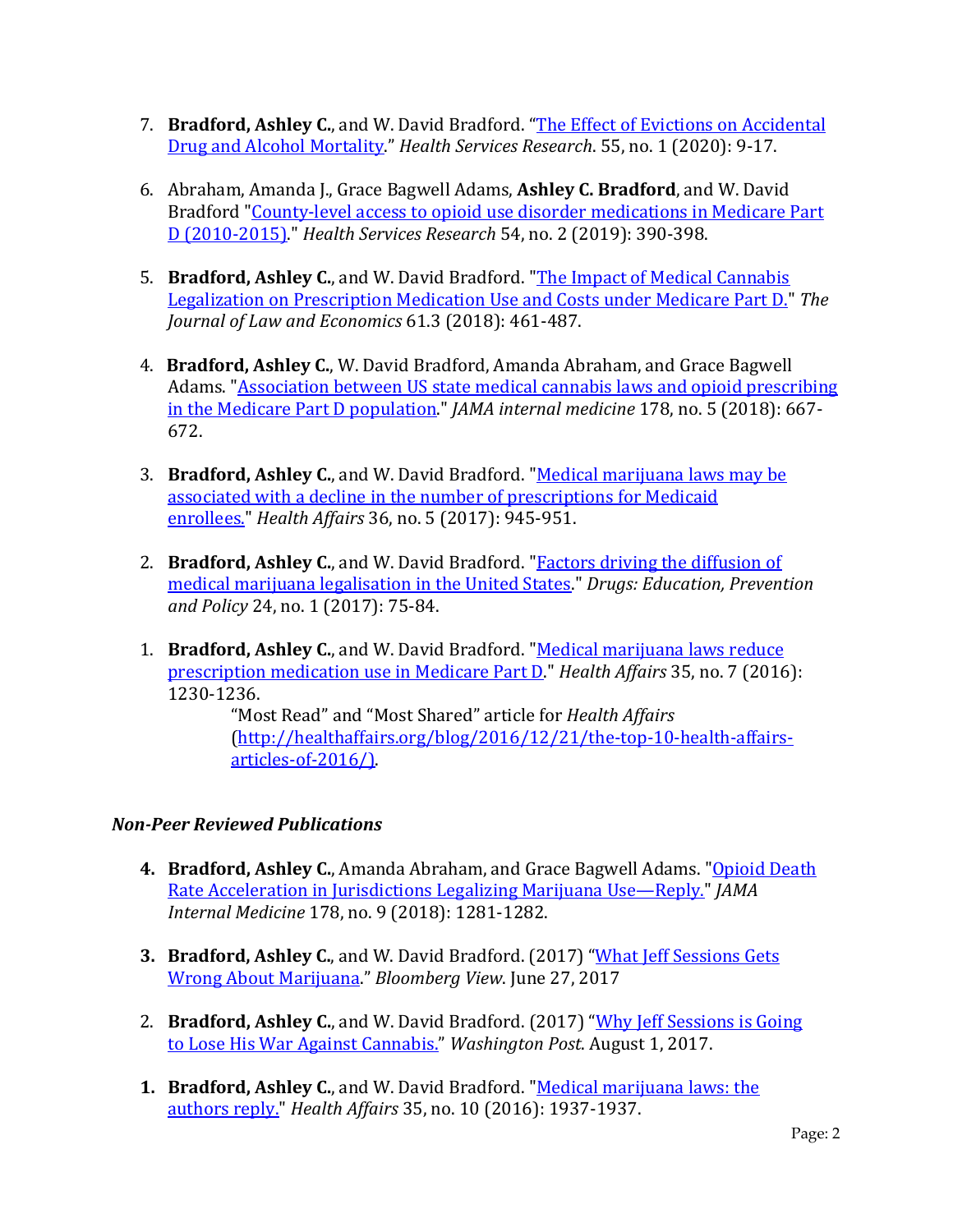7. **Bradford, Ashley C.**, and W. David Bradford. "The Effect of Evictions on Accidental Drug and Alcohol Mortality." *Health Services Research*. 55, no. 1 (2020): 9-17.

6. Abraham, Amanda J., Grace Bagwell Adams, **Ashley C. Bradford**, and W. David Bradford "County-level access to opioid use disorder medications in Medicare Part D (2010-2015)." *Health Services Research* 54, no. 2 (2019): 390-398.

5. **Bradford, Ashley C.**, and W. David Bradford. "The Impact of Medical Cannabis Legalization on Prescription Medication Use and Costs under Medicare Part D." *The Journal of Law and Economics* 61.3 (2018): 461-487.

4. **Bradford, Ashley C.**, W. David Bradford, Amanda Abraham, and Grace Bagwell Adams. "Association between US state medical cannabis laws and opioid prescribing in the Medicare Part D population." *JAMA internal medicine* 178, no. 5 (2018): 667-672.

3. **Bradford, Ashley C.**, and W. David Bradford. "Medical marijuana laws may be associated with a decline in the number of prescriptions for Medicaid enrollees." *Health Affairs* 36, no. 5 (2017): 945-951.

2. **Bradford, Ashley C.**, and W. David Bradford. "Factors driving the diffusion of medical marijuana legalisation in the United States." *Drugs: Education, Prevention and Policy* 24, no. 1 (2017): 75-84.

1. **Bradford, Ashley C.**, and W. David Bradford. "Medical marijuana laws reduce prescription medication use in Medicare Part D." *Health Affairs* 35, no. 7 (2016): 1230-1236.
   "Most Read" and "Most Shared" article for *Health Affairs* (http://healthaffairs.org/blog/2016/12/21/the-top-10-health-affairs-articles-of-2016/).

### *Non-Peer Reviewed Publications*

**4.** **Bradford, Ashley C.**, Amanda Abraham, and Grace Bagwell Adams. "Opioid Death Rate Acceleration in Jurisdictions Legalizing Marijuana Use—Reply." *JAMA Internal Medicine* 178, no. 9 (2018): 1281-1282.

**3.** **Bradford, Ashley C.**, and W. David Bradford. (2017) "What Jeff Sessions Gets Wrong About Marijuana." *Bloomberg View*. June 27, 2017

2. **Bradford, Ashley C.**, and W. David Bradford. (2017) "Why Jeff Sessions is Going to Lose His War Against Cannabis." *Washington Post*. August 1, 2017.

**1.** **Bradford, Ashley C.**, and W. David Bradford. "Medical marijuana laws: the authors reply." *Health Affairs* 35, no. 10 (2016): 1937-1937.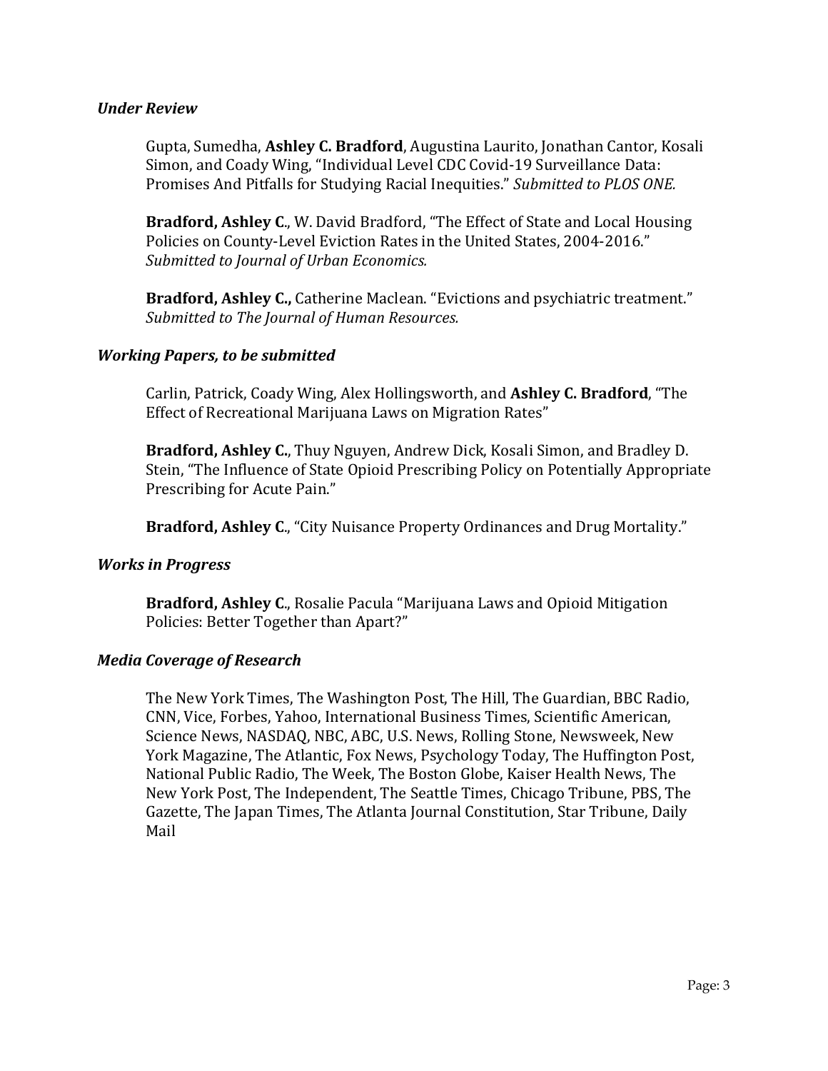### *Under Review*

Gupta, Sumedha, **Ashley C. Bradford**, Augustina Laurito, Jonathan Cantor, Kosali Simon, and Coady Wing, "Individual Level CDC Covid-19 Surveillance Data: Promises And Pitfalls for Studying Racial Inequities." *Submitted to PLOS ONE.*

**Bradford, Ashley C**., W. David Bradford, "The Effect of State and Local Housing Policies on County-Level Eviction Rates in the United States, 2004-2016." *Submitted to Journal of Urban Economics.*

**Bradford, Ashley C.,** Catherine Maclean. "Evictions and psychiatric treatment." *Submitted to The Journal of Human Resources.*

### *Working Papers, to be submitted*

Carlin, Patrick, Coady Wing, Alex Hollingsworth, and **Ashley C. Bradford**, "The Effect of Recreational Marijuana Laws on Migration Rates"

**Bradford, Ashley C.**, Thuy Nguyen, Andrew Dick, Kosali Simon, and Bradley D. Stein, "The Influence of State Opioid Prescribing Policy on Potentially Appropriate Prescribing for Acute Pain."

**Bradford, Ashley C**., "City Nuisance Property Ordinances and Drug Mortality."

### *Works in Progress*

**Bradford, Ashley C**., Rosalie Pacula "Marijuana Laws and Opioid Mitigation Policies: Better Together than Apart?"

### *Media Coverage of Research*

The New York Times, The Washington Post, The Hill, The Guardian, BBC Radio, CNN, Vice, Forbes, Yahoo, International Business Times, Scientific American, Science News, NASDAQ, NBC, ABC, U.S. News, Rolling Stone, Newsweek, New York Magazine, The Atlantic, Fox News, Psychology Today, The Huffington Post, National Public Radio, The Week, The Boston Globe, Kaiser Health News, The New York Post, The Independent, The Seattle Times, Chicago Tribune, PBS, The Gazette, The Japan Times, The Atlanta Journal Constitution, Star Tribune, Daily Mail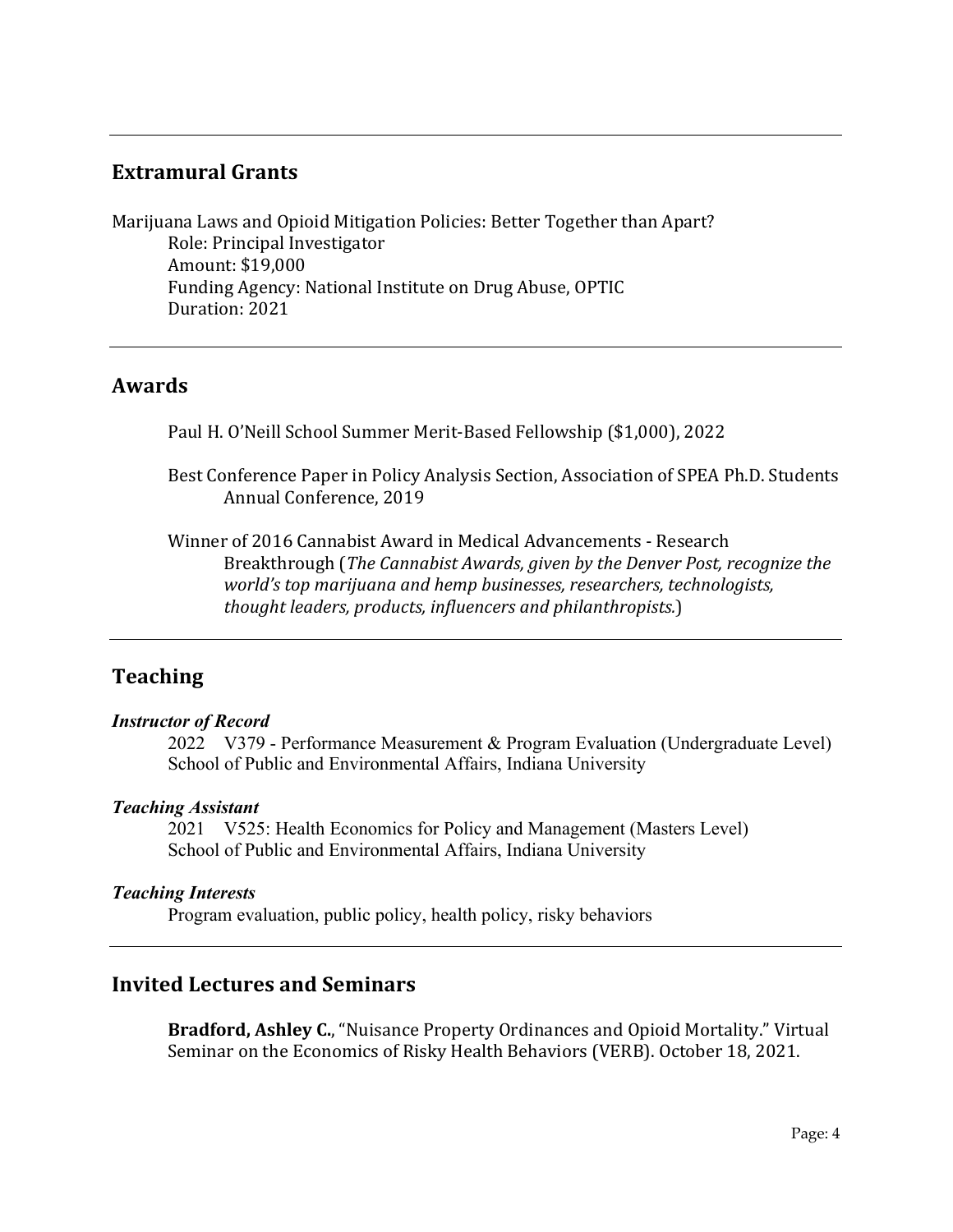## Extramural Grants

Marijuana Laws and Opioid Mitigation Policies: Better Together than Apart?
Role: Principal Investigator
Amount: $19,000
Funding Agency: National Institute on Drug Abuse, OPTIC
Duration: 2021

## Awards

Paul H. O'Neill School Summer Merit-Based Fellowship ($1,000), 2022

Best Conference Paper in Policy Analysis Section, Association of SPEA Ph.D. Students Annual Conference, 2019

Winner of 2016 Cannabist Award in Medical Advancements - Research Breakthrough (*The Cannabist Awards, given by the Denver Post, recognize the world's top marijuana and hemp businesses, researchers, technologists, thought leaders, products, influencers and philanthropists.*)

## Teaching

***Instructor of Record***

2022 V379 - Performance Measurement & Program Evaluation (Undergraduate Level)
School of Public and Environmental Affairs, Indiana University

***Teaching Assistant***

2021 V525: Health Economics for Policy and Management (Masters Level)
School of Public and Environmental Affairs, Indiana University

***Teaching Interests***

Program evaluation, public policy, health policy, risky behaviors

## Invited Lectures and Seminars

**Bradford, Ashley C.**, "Nuisance Property Ordinances and Opioid Mortality." Virtual Seminar on the Economics of Risky Health Behaviors (VERB). October 18, 2021.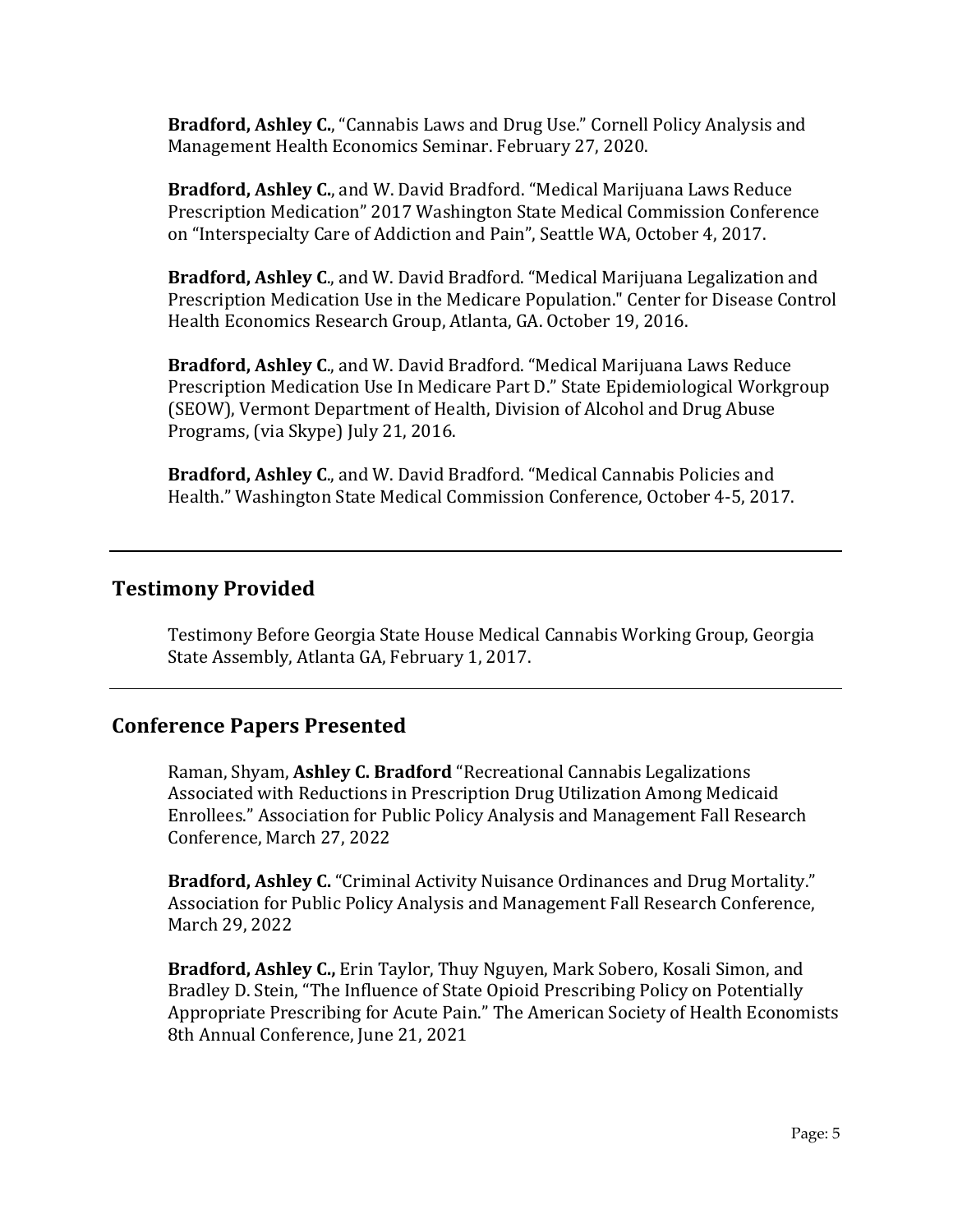**Bradford, Ashley C.**, "Cannabis Laws and Drug Use." Cornell Policy Analysis and Management Health Economics Seminar. February 27, 2020.

**Bradford, Ashley C.**, and W. David Bradford. "Medical Marijuana Laws Reduce Prescription Medication" 2017 Washington State Medical Commission Conference on "Interspecialty Care of Addiction and Pain", Seattle WA, October 4, 2017.

**Bradford, Ashley C**., and W. David Bradford. "Medical Marijuana Legalization and Prescription Medication Use in the Medicare Population." Center for Disease Control Health Economics Research Group, Atlanta, GA. October 19, 2016.

**Bradford, Ashley C**., and W. David Bradford. "Medical Marijuana Laws Reduce Prescription Medication Use In Medicare Part D." State Epidemiological Workgroup (SEOW), Vermont Department of Health, Division of Alcohol and Drug Abuse Programs, (via Skype) July 21, 2016.

**Bradford, Ashley C**., and W. David Bradford. "Medical Cannabis Policies and Health." Washington State Medical Commission Conference, October 4-5, 2017.

## Testimony Provided

Testimony Before Georgia State House Medical Cannabis Working Group, Georgia State Assembly, Atlanta GA, February 1, 2017.

## Conference Papers Presented

Raman, Shyam, **Ashley C. Bradford** "Recreational Cannabis Legalizations Associated with Reductions in Prescription Drug Utilization Among Medicaid Enrollees." Association for Public Policy Analysis and Management Fall Research Conference, March 27, 2022

**Bradford, Ashley C.** "Criminal Activity Nuisance Ordinances and Drug Mortality." Association for Public Policy Analysis and Management Fall Research Conference, March 29, 2022

**Bradford, Ashley C.,** Erin Taylor, Thuy Nguyen, Mark Sobero, Kosali Simon, and Bradley D. Stein, "The Influence of State Opioid Prescribing Policy on Potentially Appropriate Prescribing for Acute Pain." The American Society of Health Economists 8th Annual Conference, June 21, 2021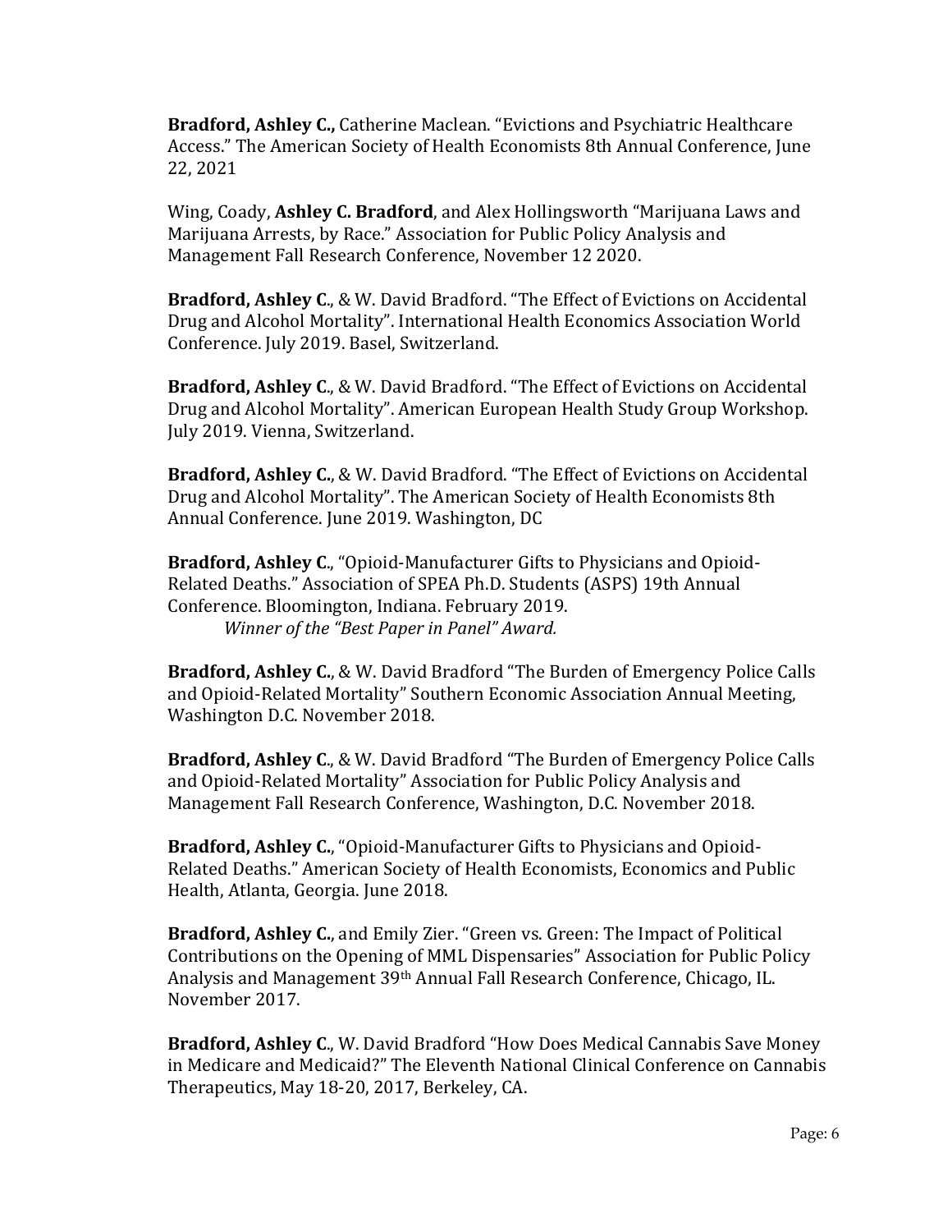**Bradford, Ashley C.,** Catherine Maclean. "Evictions and Psychiatric Healthcare Access." The American Society of Health Economists 8th Annual Conference, June 22, 2021

Wing, Coady, **Ashley C. Bradford**, and Alex Hollingsworth "Marijuana Laws and Marijuana Arrests, by Race." Association for Public Policy Analysis and Management Fall Research Conference, November 12 2020.

**Bradford, Ashley C**., & W. David Bradford. "The Effect of Evictions on Accidental Drug and Alcohol Mortality". International Health Economics Association World Conference. July 2019. Basel, Switzerland.

**Bradford, Ashley C**., & W. David Bradford. "The Effect of Evictions on Accidental Drug and Alcohol Mortality". American European Health Study Group Workshop. July 2019. Vienna, Switzerland.

**Bradford, Ashley C.**, & W. David Bradford. "The Effect of Evictions on Accidental Drug and Alcohol Mortality". The American Society of Health Economists 8th Annual Conference. June 2019. Washington, DC

**Bradford, Ashley C**., "Opioid-Manufacturer Gifts to Physicians and Opioid-Related Deaths." Association of SPEA Ph.D. Students (ASPS) 19th Annual Conference. Bloomington, Indiana. February 2019.
*Winner of the "Best Paper in Panel" Award.*

**Bradford, Ashley C.**, & W. David Bradford "The Burden of Emergency Police Calls and Opioid-Related Mortality" Southern Economic Association Annual Meeting, Washington D.C. November 2018.

**Bradford, Ashley C**., & W. David Bradford "The Burden of Emergency Police Calls and Opioid-Related Mortality" Association for Public Policy Analysis and Management Fall Research Conference, Washington, D.C. November 2018.

**Bradford, Ashley C.**, "Opioid-Manufacturer Gifts to Physicians and Opioid-Related Deaths." American Society of Health Economists, Economics and Public Health, Atlanta, Georgia. June 2018.

**Bradford, Ashley C.**, and Emily Zier. "Green vs. Green: The Impact of Political Contributions on the Opening of MML Dispensaries" Association for Public Policy Analysis and Management 39th Annual Fall Research Conference, Chicago, IL. November 2017.

**Bradford, Ashley C**., W. David Bradford "How Does Medical Cannabis Save Money in Medicare and Medicaid?" The Eleventh National Clinical Conference on Cannabis Therapeutics, May 18-20, 2017, Berkeley, CA.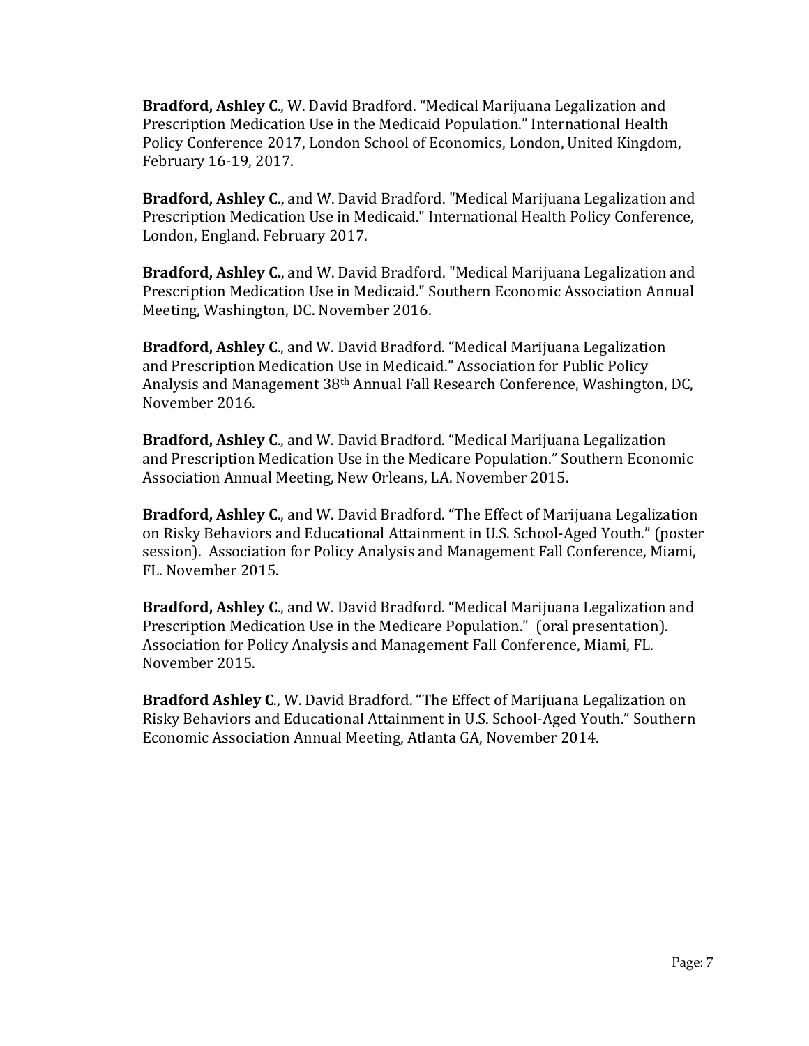**Bradford, Ashley C.**, W. David Bradford. "Medical Marijuana Legalization and Prescription Medication Use in the Medicaid Population." International Health Policy Conference 2017, London School of Economics, London, United Kingdom, February 16-19, 2017.

**Bradford, Ashley C.**, and W. David Bradford. "Medical Marijuana Legalization and Prescription Medication Use in Medicaid." International Health Policy Conference, London, England. February 2017.

**Bradford, Ashley C.**, and W. David Bradford. "Medical Marijuana Legalization and Prescription Medication Use in Medicaid." Southern Economic Association Annual Meeting, Washington, DC. November 2016.

**Bradford, Ashley C.**, and W. David Bradford. "Medical Marijuana Legalization and Prescription Medication Use in Medicaid." Association for Public Policy Analysis and Management 38th Annual Fall Research Conference, Washington, DC, November 2016.

**Bradford, Ashley C.**, and W. David Bradford. "Medical Marijuana Legalization and Prescription Medication Use in the Medicare Population." Southern Economic Association Annual Meeting, New Orleans, LA. November 2015.

**Bradford, Ashley C.**, and W. David Bradford. "The Effect of Marijuana Legalization on Risky Behaviors and Educational Attainment in U.S. School-Aged Youth." (poster session). Association for Policy Analysis and Management Fall Conference, Miami, FL. November 2015.

**Bradford, Ashley C.**, and W. David Bradford. "Medical Marijuana Legalization and Prescription Medication Use in the Medicare Population." (oral presentation). Association for Policy Analysis and Management Fall Conference, Miami, FL. November 2015.

**Bradford Ashley C.**, W. David Bradford. "The Effect of Marijuana Legalization on Risky Behaviors and Educational Attainment in U.S. School-Aged Youth." Southern Economic Association Annual Meeting, Atlanta GA, November 2014.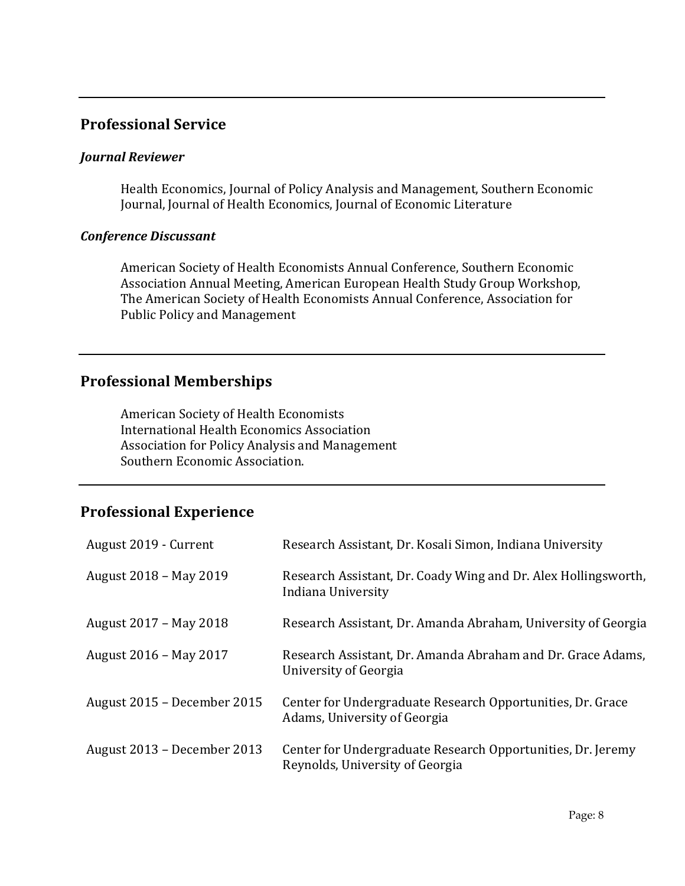## Professional Service

### *Journal Reviewer*

Health Economics, Journal of Policy Analysis and Management, Southern Economic Journal, Journal of Health Economics, Journal of Economic Literature

### *Conference Discussant*

American Society of Health Economists Annual Conference, Southern Economic Association Annual Meeting, American European Health Study Group Workshop, The American Society of Health Economists Annual Conference, Association for Public Policy and Management

## Professional Memberships

American Society of Health Economists
International Health Economics Association
Association for Policy Analysis and Management
Southern Economic Association.

## Professional Experience

| | |
|---|---|
| August 2019 - Current | Research Assistant, Dr. Kosali Simon, Indiana University |
| August 2018 – May 2019 | Research Assistant, Dr. Coady Wing and Dr. Alex Hollingsworth, Indiana University |
| August 2017 – May 2018 | Research Assistant, Dr. Amanda Abraham, University of Georgia |
| August 2016 – May 2017 | Research Assistant, Dr. Amanda Abraham and Dr. Grace Adams, University of Georgia |
| August 2015 – December 2015 | Center for Undergraduate Research Opportunities, Dr. Grace Adams, University of Georgia |
| August 2013 – December 2013 | Center for Undergraduate Research Opportunities, Dr. Jeremy Reynolds, University of Georgia |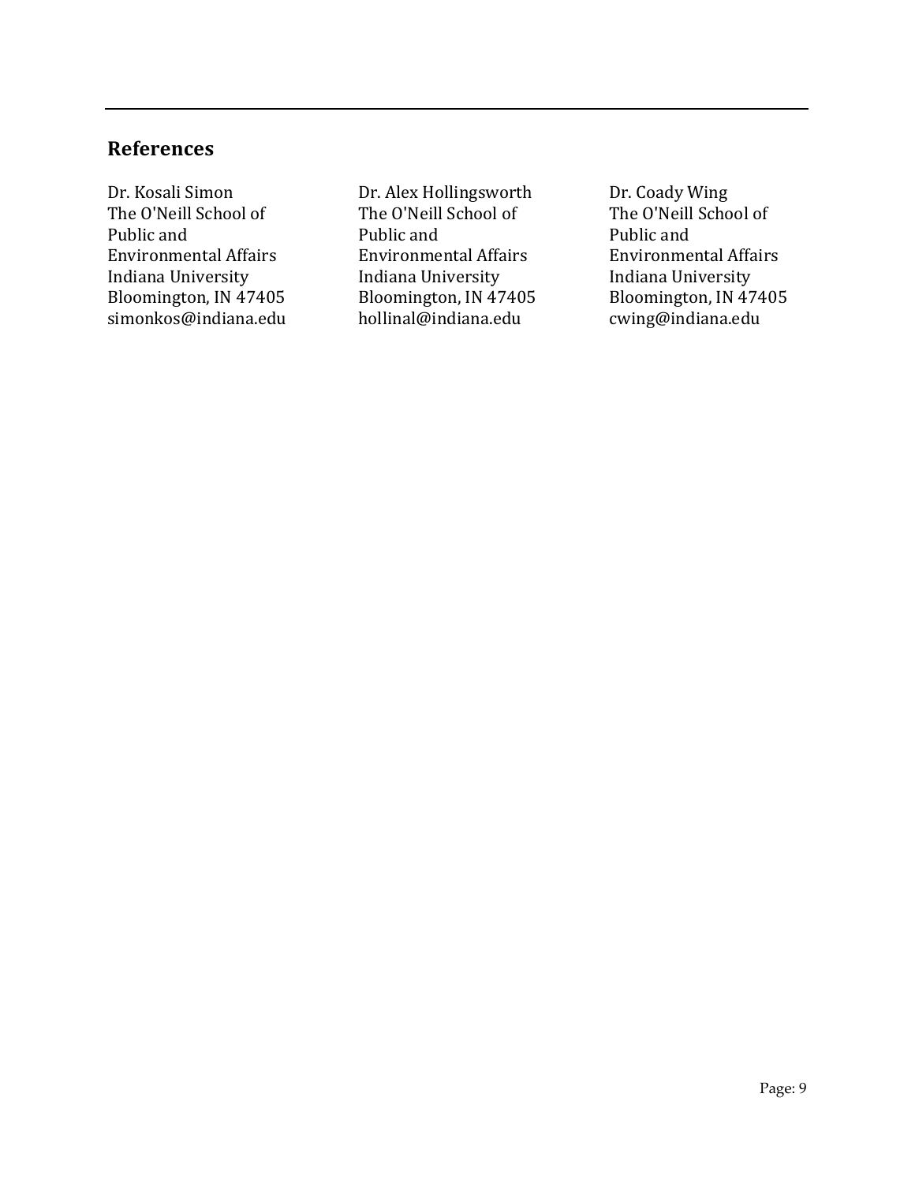## References

Dr. Kosali Simon
The O'Neill School of Public and Environmental Affairs
Indiana University
Bloomington, IN 47405
simonkos@indiana.edu

Dr. Alex Hollingsworth
The O'Neill School of Public and Environmental Affairs
Indiana University
Bloomington, IN 47405
hollinal@indiana.edu

Dr. Coady Wing
The O'Neill School of Public and Environmental Affairs
Indiana University
Bloomington, IN 47405
cwing@indiana.edu